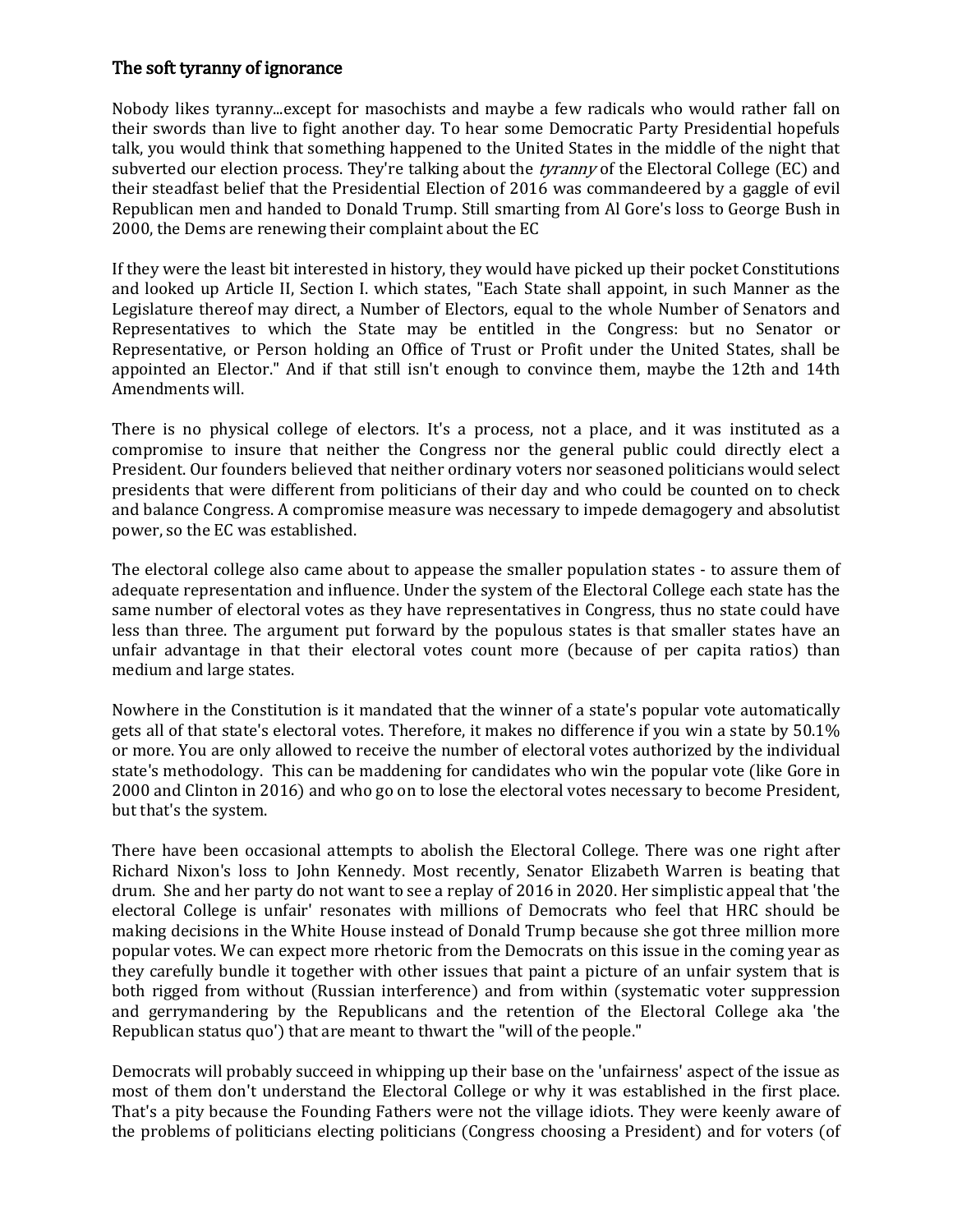## The soft tyranny of ignorance

Nobody likes tyranny...except for masochists and maybe a few radicals who would rather fall on their swords than live to fight another day. To hear some Democratic Party Presidential hopefuls talk, you would think that something happened to the United States in the middle of the night that subverted our election process. They're talking about the *tyranny* of the Electoral College (EC) and their steadfast belief that the Presidential Election of 2016 was commandeered by a gaggle of evil Republican men and handed to Donald Trump. Still smarting from Al Gore's loss to George Bush in 2000, the Dems are renewing their complaint about the EC

If they were the least bit interested in history, they would have picked up their pocket Constitutions and looked up Article II, Section I. which states, "Each State shall appoint, in such Manner as the Legislature thereof may direct, a Number of Electors, equal to the whole Number of Senators and Representatives to which the State may be entitled in the Congress: but no Senator or Representative, or Person holding an Office of Trust or Profit under the United States, shall be appointed an Elector." And if that still isn't enough to convince them, maybe the 12th and 14th Amendments will.

There is no physical college of electors. It's a process, not a place, and it was instituted as a compromise to insure that neither the Congress nor the general public could directly elect a President. Our founders believed that neither ordinary voters nor seasoned politicians would select presidents that were different from politicians of their day and who could be counted on to check and balance Congress. A compromise measure was necessary to impede demagogery and absolutist power, so the EC was established.

The electoral college also came about to appease the smaller population states - to assure them of adequate representation and influence. Under the system of the Electoral College each state has the same number of electoral votes as they have representatives in Congress, thus no state could have less than three. The argument put forward by the populous states is that smaller states have an unfair advantage in that their electoral votes count more (because of per capita ratios) than medium and large states.

Nowhere in the Constitution is it mandated that the winner of a state's popular vote automatically gets all of that state's electoral votes. Therefore, it makes no difference if you win a state by 50.1% or more. You are only allowed to receive the number of electoral votes authorized by the individual state's methodology. This can be maddening for candidates who win the popular vote (like Gore in 2000 and Clinton in 2016) and who go on to lose the electoral votes necessary to become President, but that's the system.

There have been occasional attempts to abolish the Electoral College. There was one right after Richard Nixon's loss to John Kennedy. Most recently, Senator Elizabeth Warren is beating that drum. She and her party do not want to see a replay of 2016 in 2020. Her simplistic appeal that 'the electoral College is unfair' resonates with millions of Democrats who feel that HRC should be making decisions in the White House instead of Donald Trump because she got three million more popular votes. We can expect more rhetoric from the Democrats on this issue in the coming year as they carefully bundle it together with other issues that paint a picture of an unfair system that is both rigged from without (Russian interference) and from within (systematic voter suppression and gerrymandering by the Republicans and the retention of the Electoral College aka 'the Republican status quo') that are meant to thwart the "will of the people."

Democrats will probably succeed in whipping up their base on the 'unfairness' aspect of the issue as most of them don't understand the Electoral College or why it was established in the first place. That's a pity because the Founding Fathers were not the village idiots. They were keenly aware of the problems of politicians electing politicians (Congress choosing a President) and for voters (of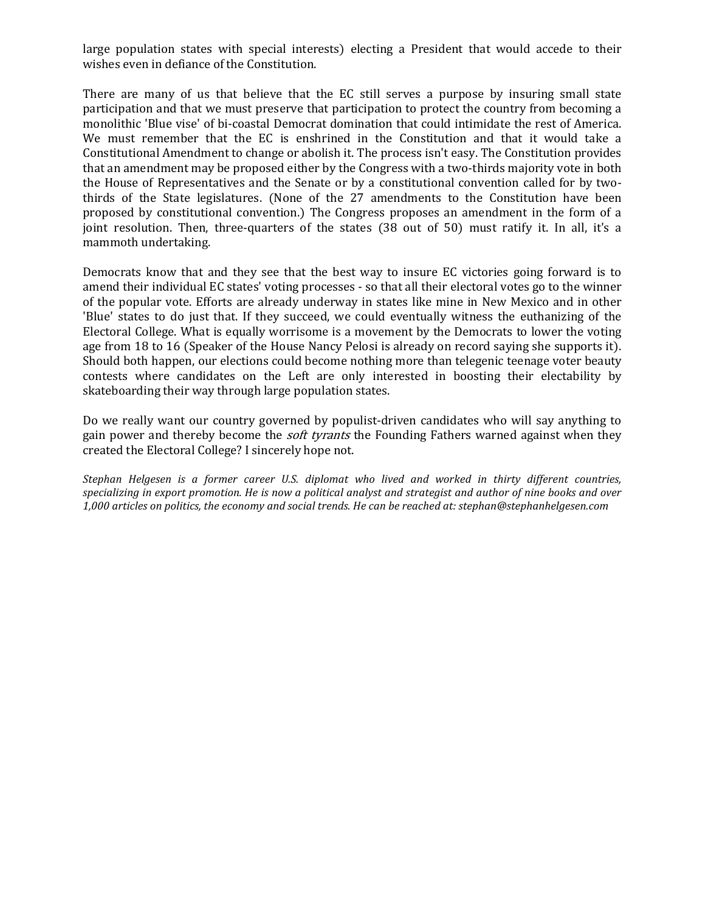large population states with special interests) electing a President that would accede to their wishes even in defiance of the Constitution.

There are many of us that believe that the EC still serves a purpose by insuring small state participation and that we must preserve that participation to protect the country from becoming a monolithic 'Blue vise' of bi-coastal Democrat domination that could intimidate the rest of America. We must remember that the EC is enshrined in the Constitution and that it would take a Constitutional Amendment to change or abolish it. The process isn't easy. The Constitution provides that an amendment may be proposed either by the Congress with a two-thirds majority vote in both the House of Representatives and the Senate or by a constitutional convention called for by two-thirds of the State legislatures. (None of the 27 amendments to the Constitution have been proposed by constitutional convention.) The Congress proposes an amendment in the form of a joint resolution. Then, three-quarters of the states (38 out of 50) must ratify it. In all, it's a mammoth undertaking.

Democrats know that and they see that the best way to insure EC victories going forward is to amend their individual EC states' voting processes - so that all their electoral votes go to the winner of the popular vote. Efforts are already underway in states like mine in New Mexico and in other 'Blue' states to do just that. If they succeed, we could eventually witness the euthanizing of the Electoral College. What is equally worrisome is a movement by the Democrats to lower the voting age from 18 to 16 (Speaker of the House Nancy Pelosi is already on record saying she supports it). Should both happen, our elections could become nothing more than telegenic teenage voter beauty contests where candidates on the Left are only interested in boosting their electability by skateboarding their way through large population states.

Do we really want our country governed by populist-driven candidates who will say anything to gain power and thereby become the *soft tyrants* the Founding Fathers warned against when they created the Electoral College? I sincerely hope not.

*Stephan Helgesen is a former career U.S. diplomat who lived and worked in thirty different countries, specializing in export promotion. He is now a political analyst and strategist and author of nine books and over 1,000 articles on politics, the economy and social trends. He can be reached at: stephan@stephanhelgesen.com*